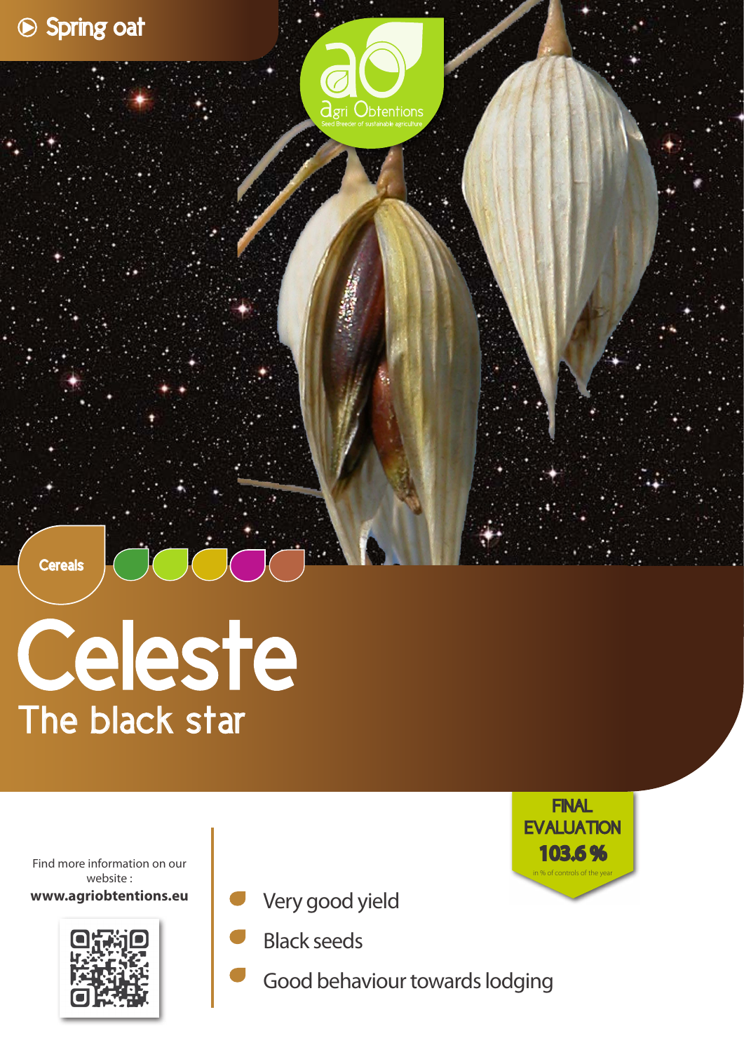Spring oat

agri Obtentions

Seed Breeder of sustainable agriculture

Cereals

# Celeste

## The black star

FINAL EVALUATION **103.6 %**

in % of controls of the year

Find more information on our website :
**www.agriobtentions.eu**

- Very good yield
- Black seeds
- Good behaviour towards lodging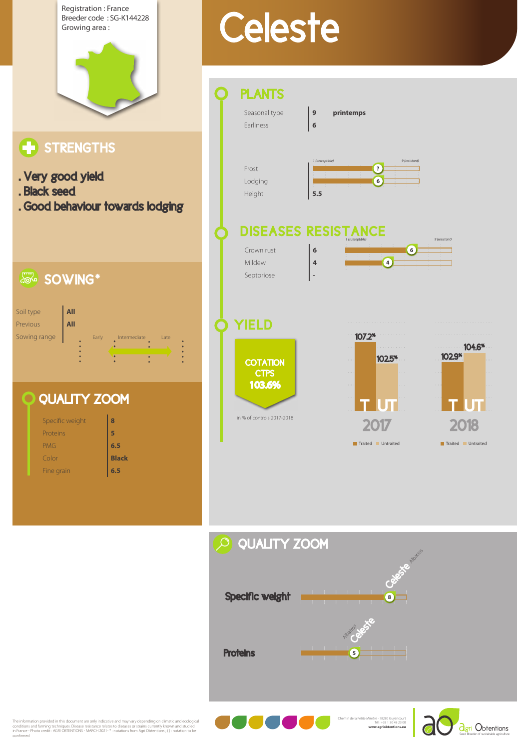Registration : France
Breeder code : SG-K144228
Growing area :

# Celeste

## STRENGTHS

. Very good yield
. Black seed
. Good behaviour towards lodging

## SOWING*

| | |
|---|---|
| Soil type | All |
| Previous | All |
| Sowing range | |

Early
Intermediate
Late

## QUALITY ZOOM

| | |
|---|---|
| Specific weight | 8 |
| Proteins | 5 |
| PMG | 6.5 |
| Color | Black |
| Fine grain | 6.5 |

## PLANTS

| | | |
|---|---|---|
| Seasonal type | 9 | printemps |
| Earliness | 6 | |

1 (susceptible)
9 (resistant)

Frost
?
Lodging
6
Height
5.5

## DISEASES RESISTANCE

1 (susceptible)
9 (resistant)

Crown rust
6
Mildew
4
Septoriose
-

## YIELD

COTATION CTPS
103.6%

in % of controls 2017-2018

107.2%
102.5%
T UT
2017

102.9%
104.6%
T UT
2018

Traited
Untraited

## QUALITY ZOOM

Specific weight
Celeste
Albatros
8

Proteins
Albatros
Celeste
5

The information provided in this document are only indicative and may vary depending on climatic and ecological conditions and farming techniques. Disease resistance relates to diseases or strains currently known and studied in France - Photo credit : AGRI OBTENTIONS - MARCH 2021 - * : notations from Agri Obtentions ; ( ) : notation to be confirmed

Chemin de la Petite Minière - 78280 Guyancourt
Tél. : +33 1 30 48 23 00
www.agriobtentions.eu

Agri Obtentions
Seed Breeder of sustainable agriculture